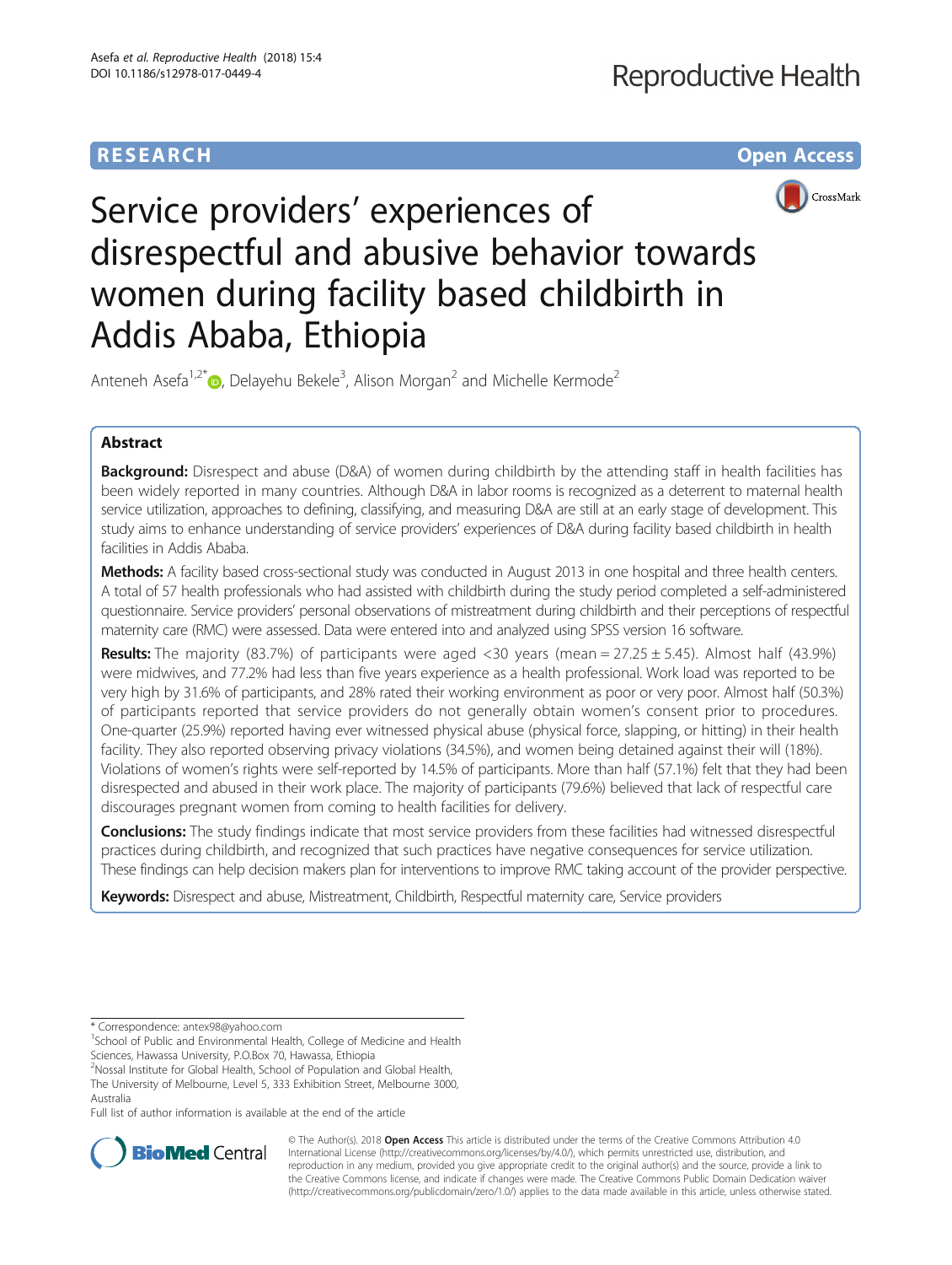RESEARCH Open Access

# Service providers' experiences of disrespectful and abusive behavior towards women during facility based childbirth in Addis Ababa, Ethiopia

Anteneh Asefa[1,2*], Delayehu Bekele[3], Alison Morgan[2] and Michelle Kermode[2]

## Abstract

**Background:** Disrespect and abuse (D&A) of women during childbirth by the attending staff in health facilities has been widely reported in many countries. Although D&A in labor rooms is recognized as a deterrent to maternal health service utilization, approaches to defining, classifying, and measuring D&A are still at an early stage of development. This study aims to enhance understanding of service providers' experiences of D&A during facility based childbirth in health facilities in Addis Ababa.

**Methods:** A facility based cross-sectional study was conducted in August 2013 in one hospital and three health centers. A total of 57 health professionals who had assisted with childbirth during the study period completed a self-administered questionnaire. Service providers' personal observations of mistreatment during childbirth and their perceptions of respectful maternity care (RMC) were assessed. Data were entered into and analyzed using SPSS version 16 software.

**Results:** The majority (83.7%) of participants were aged <30 years (mean = 27.25 ± 5.45). Almost half (43.9%) were midwives, and 77.2% had less than five years experience as a health professional. Work load was reported to be very high by 31.6% of participants, and 28% rated their working environment as poor or very poor. Almost half (50.3%) of participants reported that service providers do not generally obtain women's consent prior to procedures. One-quarter (25.9%) reported having ever witnessed physical abuse (physical force, slapping, or hitting) in their health facility. They also reported observing privacy violations (34.5%), and women being detained against their will (18%). Violations of women's rights were self-reported by 14.5% of participants. More than half (57.1%) felt that they had been disrespected and abused in their work place. The majority of participants (79.6%) believed that lack of respectful care discourages pregnant women from coming to health facilities for delivery.

**Conclusions:** The study findings indicate that most service providers from these facilities had witnessed disrespectful practices during childbirth, and recognized that such practices have negative consequences for service utilization. These findings can help decision makers plan for interventions to improve RMC taking account of the provider perspective.

**Keywords:** Disrespect and abuse, Mistreatment, Childbirth, Respectful maternity care, Service providers

---

\* Correspondence: antex98@yahoo.com

[1]School of Public and Environmental Health, College of Medicine and Health Sciences, Hawassa University, P.O.Box 70, Hawassa, Ethiopia

[2]Nossal Institute for Global Health, School of Population and Global Health, The University of Melbourne, Level 5, 333 Exhibition Street, Melbourne 3000, Australia

Full list of author information is available at the end of the article

© The Author(s). 2018 **Open Access** This article is distributed under the terms of the Creative Commons Attribution 4.0 International License (http://creativecommons.org/licenses/by/4.0/), which permits unrestricted use, distribution, and reproduction in any medium, provided you give appropriate credit to the original author(s) and the source, provide a link to the Creative Commons license, and indicate if changes were made. The Creative Commons Public Domain Dedication waiver (http://creativecommons.org/publicdomain/zero/1.0/) applies to the data made available in this article, unless otherwise stated.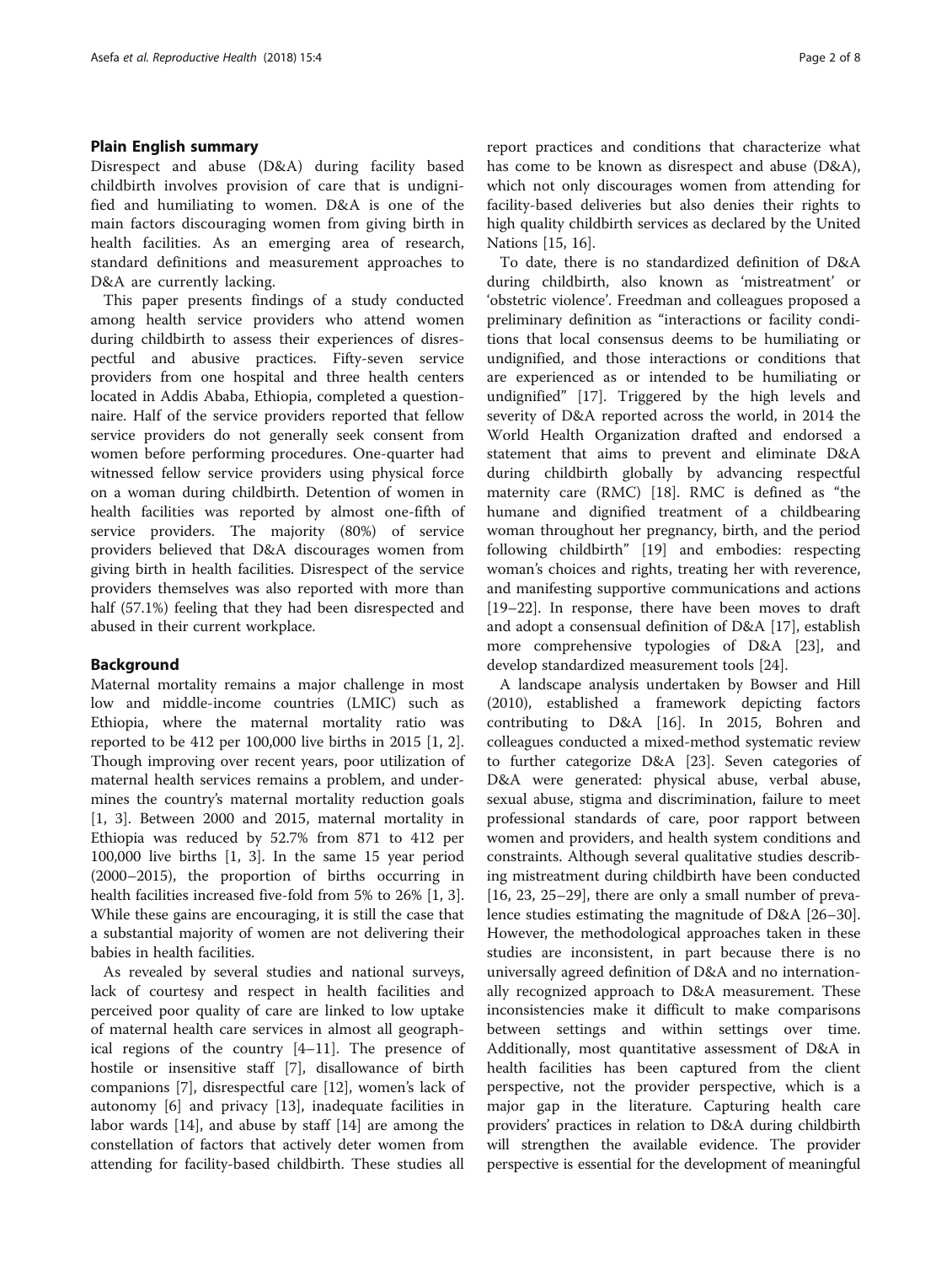## Plain English summary

Disrespect and abuse (D&A) during facility based childbirth involves provision of care that is undignified and humiliating to women. D&A is one of the main factors discouraging women from giving birth in health facilities. As an emerging area of research, standard definitions and measurement approaches to D&A are currently lacking.

This paper presents findings of a study conducted among health service providers who attend women during childbirth to assess their experiences of disrespectful and abusive practices. Fifty-seven service providers from one hospital and three health centers located in Addis Ababa, Ethiopia, completed a questionnaire. Half of the service providers reported that fellow service providers do not generally seek consent from women before performing procedures. One-quarter had witnessed fellow service providers using physical force on a woman during childbirth. Detention of women in health facilities was reported by almost one-fifth of service providers. The majority (80%) of service providers believed that D&A discourages women from giving birth in health facilities. Disrespect of the service providers themselves was also reported with more than half (57.1%) feeling that they had been disrespected and abused in their current workplace.

## Background

Maternal mortality remains a major challenge in most low and middle-income countries (LMIC) such as Ethiopia, where the maternal mortality ratio was reported to be 412 per 100,000 live births in 2015 [1, 2]. Though improving over recent years, poor utilization of maternal health services remains a problem, and undermines the country's maternal mortality reduction goals [1, 3]. Between 2000 and 2015, maternal mortality in Ethiopia was reduced by 52.7% from 871 to 412 per 100,000 live births [1, 3]. In the same 15 year period (2000–2015), the proportion of births occurring in health facilities increased five-fold from 5% to 26% [1, 3]. While these gains are encouraging, it is still the case that a substantial majority of women are not delivering their babies in health facilities.

As revealed by several studies and national surveys, lack of courtesy and respect in health facilities and perceived poor quality of care are linked to low uptake of maternal health care services in almost all geographical regions of the country [4–11]. The presence of hostile or insensitive staff [7], disallowance of birth companions [7], disrespectful care [12], women's lack of autonomy [6] and privacy [13], inadequate facilities in labor wards [14], and abuse by staff [14] are among the constellation of factors that actively deter women from attending for facility-based childbirth. These studies all report practices and conditions that characterize what has come to be known as disrespect and abuse (D&A), which not only discourages women from attending for facility-based deliveries but also denies their rights to high quality childbirth services as declared by the United Nations [15, 16].

To date, there is no standardized definition of D&A during childbirth, also known as 'mistreatment' or 'obstetric violence'. Freedman and colleagues proposed a preliminary definition as "interactions or facility conditions that local consensus deems to be humiliating or undignified, and those interactions or conditions that are experienced as or intended to be humiliating or undignified" [17]. Triggered by the high levels and severity of D&A reported across the world, in 2014 the World Health Organization drafted and endorsed a statement that aims to prevent and eliminate D&A during childbirth globally by advancing respectful maternity care (RMC) [18]. RMC is defined as "the humane and dignified treatment of a childbearing woman throughout her pregnancy, birth, and the period following childbirth" [19] and embodies: respecting woman's choices and rights, treating her with reverence, and manifesting supportive communications and actions [19–22]. In response, there have been moves to draft and adopt a consensual definition of D&A [17], establish more comprehensive typologies of D&A [23], and develop standardized measurement tools [24].

A landscape analysis undertaken by Bowser and Hill (2010), established a framework depicting factors contributing to D&A [16]. In 2015, Bohren and colleagues conducted a mixed-method systematic review to further categorize D&A [23]. Seven categories of D&A were generated: physical abuse, verbal abuse, sexual abuse, stigma and discrimination, failure to meet professional standards of care, poor rapport between women and providers, and health system conditions and constraints. Although several qualitative studies describing mistreatment during childbirth have been conducted [16, 23, 25–29], there are only a small number of prevalence studies estimating the magnitude of D&A [26–30]. However, the methodological approaches taken in these studies are inconsistent, in part because there is no universally agreed definition of D&A and no internationally recognized approach to D&A measurement. These inconsistencies make it difficult to make comparisons between settings and within settings over time. Additionally, most quantitative assessment of D&A in health facilities has been captured from the client perspective, not the provider perspective, which is a major gap in the literature. Capturing health care providers' practices in relation to D&A during childbirth will strengthen the available evidence. The provider perspective is essential for the development of meaningful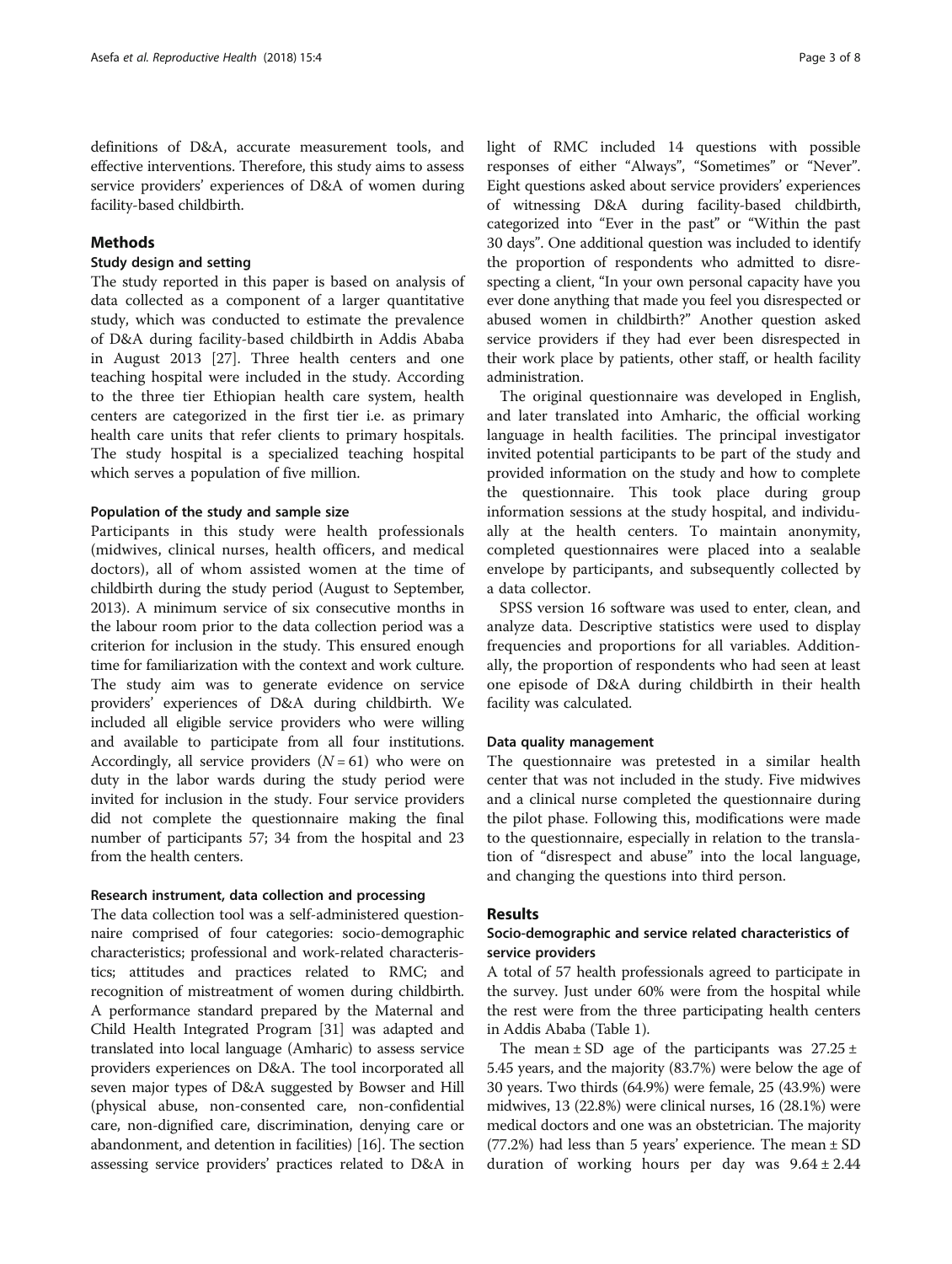definitions of D&A, accurate measurement tools, and effective interventions. Therefore, this study aims to assess service providers' experiences of D&A of women during facility-based childbirth.

## Methods

### Study design and setting

The study reported in this paper is based on analysis of data collected as a component of a larger quantitative study, which was conducted to estimate the prevalence of D&A during facility-based childbirth in Addis Ababa in August 2013 [27]. Three health centers and one teaching hospital were included in the study. According to the three tier Ethiopian health care system, health centers are categorized in the first tier i.e. as primary health care units that refer clients to primary hospitals. The study hospital is a specialized teaching hospital which serves a population of five million.

#### Population of the study and sample size

Participants in this study were health professionals (midwives, clinical nurses, health officers, and medical doctors), all of whom assisted women at the time of childbirth during the study period (August to September, 2013). A minimum service of six consecutive months in the labour room prior to the data collection period was a criterion for inclusion in the study. This ensured enough time for familiarization with the context and work culture. The study aim was to generate evidence on service providers' experiences of D&A during childbirth. We included all eligible service providers who were willing and available to participate from all four institutions. Accordingly, all service providers ($N = 61$) who were on duty in the labor wards during the study period were invited for inclusion in the study. Four service providers did not complete the questionnaire making the final number of participants 57; 34 from the hospital and 23 from the health centers.

#### Research instrument, data collection and processing

The data collection tool was a self-administered questionnaire comprised of four categories: socio-demographic characteristics; professional and work-related characteristics; attitudes and practices related to RMC; and recognition of mistreatment of women during childbirth. A performance standard prepared by the Maternal and Child Health Integrated Program [31] was adapted and translated into local language (Amharic) to assess service providers experiences on D&A. The tool incorporated all seven major types of D&A suggested by Bowser and Hill (physical abuse, non-consented care, non-confidential care, non-dignified care, discrimination, denying care or abandonment, and detention in facilities) [16]. The section assessing service providers' practices related to D&A in light of RMC included 14 questions with possible responses of either "Always", "Sometimes" or "Never". Eight questions asked about service providers' experiences of witnessing D&A during facility-based childbirth, categorized into "Ever in the past" or "Within the past 30 days". One additional question was included to identify the proportion of respondents who admitted to disrespecting a client, "In your own personal capacity have you ever done anything that made you feel you disrespected or abused women in childbirth?" Another question asked service providers if they had ever been disrespected in their work place by patients, other staff, or health facility administration.

The original questionnaire was developed in English, and later translated into Amharic, the official working language in health facilities. The principal investigator invited potential participants to be part of the study and provided information on the study and how to complete the questionnaire. This took place during group information sessions at the study hospital, and individually at the health centers. To maintain anonymity, completed questionnaires were placed into a sealable envelope by participants, and subsequently collected by a data collector.

SPSS version 16 software was used to enter, clean, and analyze data. Descriptive statistics were used to display frequencies and proportions for all variables. Additionally, the proportion of respondents who had seen at least one episode of D&A during childbirth in their health facility was calculated.

#### Data quality management

The questionnaire was pretested in a similar health center that was not included in the study. Five midwives and a clinical nurse completed the questionnaire during the pilot phase. Following this, modifications were made to the questionnaire, especially in relation to the translation of "disrespect and abuse" into the local language, and changing the questions into third person.

## Results

### Socio-demographic and service related characteristics of service providers

A total of 57 health professionals agreed to participate in the survey. Just under 60% were from the hospital while the rest were from the three participating health centers in Addis Ababa (Table 1).

The mean ± SD age of the participants was 27.25 ± 5.45 years, and the majority (83.7%) were below the age of 30 years. Two thirds (64.9%) were female, 25 (43.9%) were midwives, 13 (22.8%) were clinical nurses, 16 (28.1%) were medical doctors and one was an obstetrician. The majority (77.2%) had less than 5 years' experience. The mean ± SD duration of working hours per day was 9.64 ± 2.44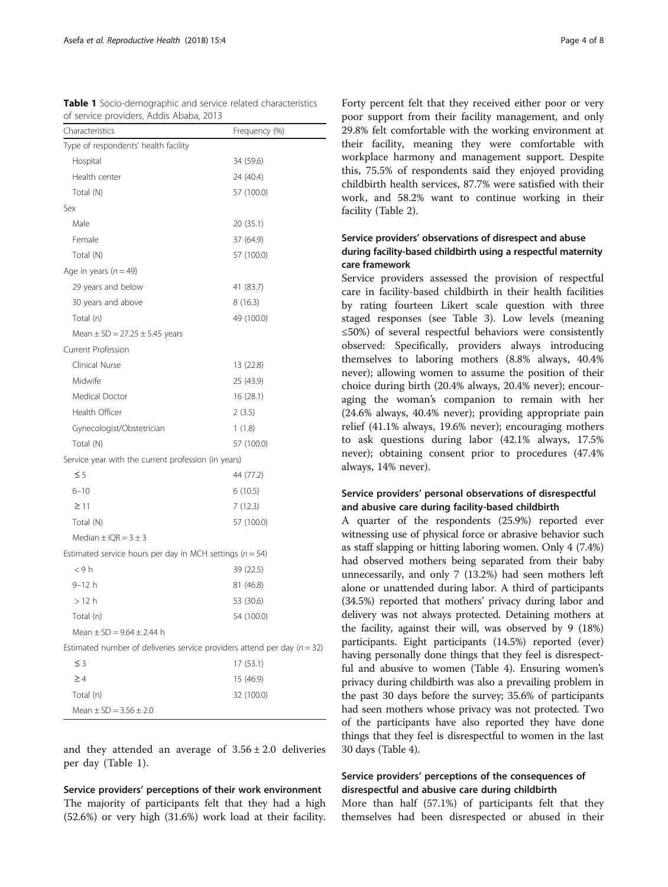**Table 1** Socio-demographic and service related characteristics of service providers, Addis Ababa, 2013

| Characteristics | Frequency (%) |
|---|---|
| Type of respondents' health facility | |
| Hospital | 34 (59.6) |
| Health center | 24 (40.4) |
| Total (N) | 57 (100.0) |
| Sex | |
| Male | 20 (35.1) |
| Female | 37 (64.9) |
| Total (N) | 57 (100.0) |
| Age in years ($n = 49$) | |
| 29 years and below | 41 (83.7) |
| 30 years and above | 8 (16.3) |
| Total (n) | 49 (100.0) |
| Mean ± SD = 27.25 ± 5.45 years | |
| Current Profession | |
| Clinical Nurse | 13 (22.8) |
| Midwife | 25 (43.9) |
| Medical Doctor | 16 (28.1) |
| Health Officer | 2 (3.5) |
| Gynecologist/Obstetrician | 1 (1.8) |
| Total (N) | 57 (100.0) |
| Service year with the current profession (in years) | |
| ≤ 5 | 44 (77.2) |
| 6–10 | 6 (10.5) |
| ≥ 11 | 7 (12.3) |
| Total (N) | 57 (100.0) |
| Median ± IQR = 3 ± 3 | |
| Estimated service hours per day in MCH settings ($n = 54$) | |
| < 9 h | 39 (22.5) |
| 9–12 h | 81 (46.8) |
| > 12 h | 53 (30.6) |
| Total (n) | 54 (100.0) |
| Mean ± SD = 9.64 ± 2.44 h | |
| Estimated number of deliveries service providers attend per day ($n = 32$) | |
| ≤ 3 | 17 (53.1) |
| ≥ 4 | 15 (46.9) |
| Total (n) | 32 (100.0) |
| Mean ± SD = 3.56 ± 2.0 | |

and they attended an average of 3.56 ± 2.0 deliveries per day (Table 1).

### Service providers' perceptions of their work environment

The majority of participants felt that they had a high (52.6%) or very high (31.6%) work load at their facility. Forty percent felt that they received either poor or very poor support from their facility management, and only 29.8% felt comfortable with the working environment at their facility, meaning they were comfortable with workplace harmony and management support. Despite this, 75.5% of respondents said they enjoyed providing childbirth health services, 87.7% were satisfied with their work, and 58.2% want to continue working in their facility (Table 2).

### Service providers' observations of disrespect and abuse during facility-based childbirth using a respectful maternity care framework

Service providers assessed the provision of respectful care in facility-based childbirth in their health facilities by rating fourteen Likert scale question with three staged responses (see Table 3). Low levels (meaning ≤50%) of several respectful behaviors were consistently observed: Specifically, providers always introducing themselves to laboring mothers (8.8% always, 40.4% never); allowing women to assume the position of their choice during birth (20.4% always, 20.4% never); encouraging the woman's companion to remain with her (24.6% always, 40.4% never); providing appropriate pain relief (41.1% always, 19.6% never); encouraging mothers to ask questions during labor (42.1% always, 17.5% never); obtaining consent prior to procedures (47.4% always, 14% never).

### Service providers' personal observations of disrespectful and abusive care during facility-based childbirth

A quarter of the respondents (25.9%) reported ever witnessing use of physical force or abrasive behavior such as staff slapping or hitting laboring women. Only 4 (7.4%) had observed mothers being separated from their baby unnecessarily, and only 7 (13.2%) had seen mothers left alone or unattended during labor. A third of participants (34.5%) reported that mothers' privacy during labor and delivery was not always protected. Detaining mothers at the facility, against their will, was observed by 9 (18%) participants. Eight participants (14.5%) reported (ever) having personally done things that they feel is disrespectful and abusive to women (Table 4). Ensuring women's privacy during childbirth was also a prevailing problem in the past 30 days before the survey; 35.6% of participants had seen mothers whose privacy was not protected. Two of the participants have also reported they have done things that they feel is disrespectful to women in the last 30 days (Table 4).

### Service providers' perceptions of the consequences of disrespectful and abusive care during childbirth

More than half (57.1%) of participants felt that they themselves had been disrespected or abused in their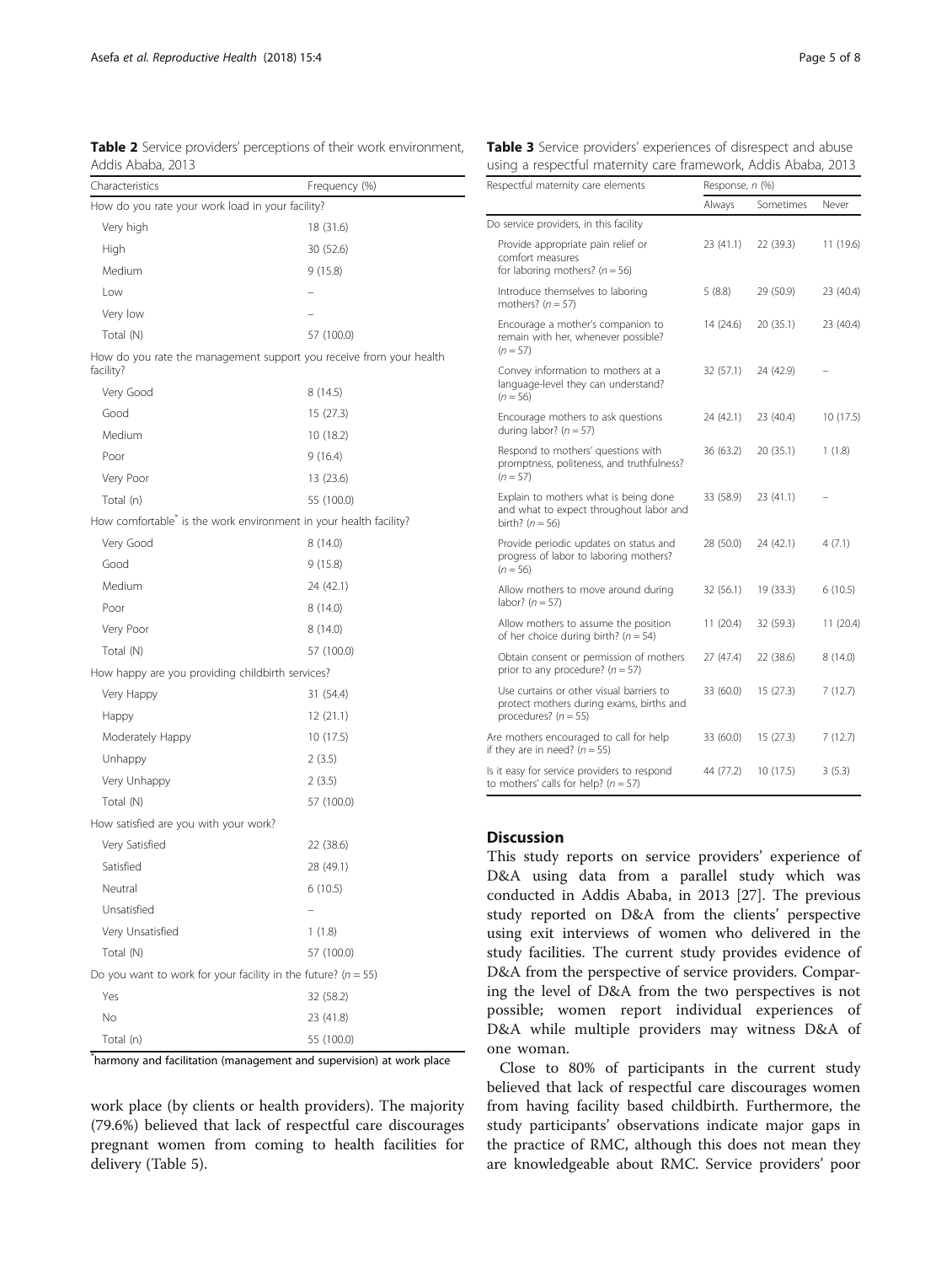**Table 2** Service providers' perceptions of their work environment, Addis Ababa, 2013

| Characteristics | Frequency (%) |
|---|---|
| How do you rate your work load in your facility? | |
| Very high | 18 (31.6) |
| High | 30 (52.6) |
| Medium | 9 (15.8) |
| Low | – |
| Very low | – |
| Total (N) | 57 (100.0) |
| How do you rate the management support you receive from your health facility? | |
| Very Good | 8 (14.5) |
| Good | 15 (27.3) |
| Medium | 10 (18.2) |
| Poor | 9 (16.4) |
| Very Poor | 13 (23.6) |
| Total (n) | 55 (100.0) |
| How comfortable* is the work environment in your health facility? | |
| Very Good | 8 (14.0) |
| Good | 9 (15.8) |
| Medium | 24 (42.1) |
| Poor | 8 (14.0) |
| Very Poor | 8 (14.0) |
| Total (N) | 57 (100.0) |
| How happy are you providing childbirth services? | |
| Very Happy | 31 (54.4) |
| Happy | 12 (21.1) |
| Moderately Happy | 10 (17.5) |
| Unhappy | 2 (3.5) |
| Very Unhappy | 2 (3.5) |
| Total (N) | 57 (100.0) |
| How satisfied are you with your work? | |
| Very Satisfied | 22 (38.6) |
| Satisfied | 28 (49.1) |
| Neutral | 6 (10.5) |
| Unsatisfied | – |
| Very Unsatisfied | 1 (1.8) |
| Total (N) | 57 (100.0) |
| Do you want to work for your facility in the future? ($n = 55$) | |
| Yes | 32 (58.2) |
| No | 23 (41.8) |
| Total (n) | 55 (100.0) |

*harmony and facilitation (management and supervision) at work place

work place (by clients or health providers). The majority (79.6%) believed that lack of respectful care discourages pregnant women from coming to health facilities for delivery (Table 5).

**Table 3** Service providers' experiences of disrespect and abuse using a respectful maternity care framework, Addis Ababa, 2013

| Respectful maternity care elements | Response, *n* (%) | | |
|---|---|---|---|
| | Always | Sometimes | Never |
| Do service providers, in this facility | | | |
| Provide appropriate pain relief or comfort measures for laboring mothers? ($n = 56$) | 23 (41.1) | 22 (39.3) | 11 (19.6) |
| Introduce themselves to laboring mothers? ($n = 57$) | 5 (8.8) | 29 (50.9) | 23 (40.4) |
| Encourage a mother's companion to remain with her, whenever possible? ($n = 57$) | 14 (24.6) | 20 (35.1) | 23 (40.4) |
| Convey information to mothers at a language-level they can understand? ($n = 56$) | 32 (57.1) | 24 (42.9) | – |
| Encourage mothers to ask questions during labor? ($n = 57$) | 24 (42.1) | 23 (40.4) | 10 (17.5) |
| Respond to mothers' questions with promptness, politeness, and truthfulness? ($n = 57$) | 36 (63.2) | 20 (35.1) | 1 (1.8) |
| Explain to mothers what is being done and what to expect throughout labor and birth? ($n = 56$) | 33 (58.9) | 23 (41.1) | – |
| Provide periodic updates on status and progress of labor to laboring mothers? ($n = 56$) | 28 (50.0) | 24 (42.1) | 4 (7.1) |
| Allow mothers to move around during labor? ($n = 57$) | 32 (56.1) | 19 (33.3) | 6 (10.5) |
| Allow mothers to assume the position of her choice during birth? ($n = 54$) | 11 (20.4) | 32 (59.3) | 11 (20.4) |
| Obtain consent or permission of mothers prior to any procedure? ($n = 57$) | 27 (47.4) | 22 (38.6) | 8 (14.0) |
| Use curtains or other visual barriers to protect mothers during exams, births and procedures? ($n = 55$) | 33 (60.0) | 15 (27.3) | 7 (12.7) |
| Are mothers encouraged to call for help if they are in need? ($n = 55$) | 33 (60.0) | 15 (27.3) | 7 (12.7) |
| Is it easy for service providers to respond to mothers' calls for help? ($n = 57$) | 44 (77.2) | 10 (17.5) | 3 (5.3) |

## Discussion

This study reports on service providers' experience of D&A using data from a parallel study which was conducted in Addis Ababa, in 2013 [27]. The previous study reported on D&A from the clients' perspective using exit interviews of women who delivered in the study facilities. The current study provides evidence of D&A from the perspective of service providers. Comparing the level of D&A from the two perspectives is not possible; women report individual experiences of D&A while multiple providers may witness D&A of one woman.

Close to 80% of participants in the current study believed that lack of respectful care discourages women from having facility based childbirth. Furthermore, the study participants' observations indicate major gaps in the practice of RMC, although this does not mean they are knowledgeable about RMC. Service providers' poor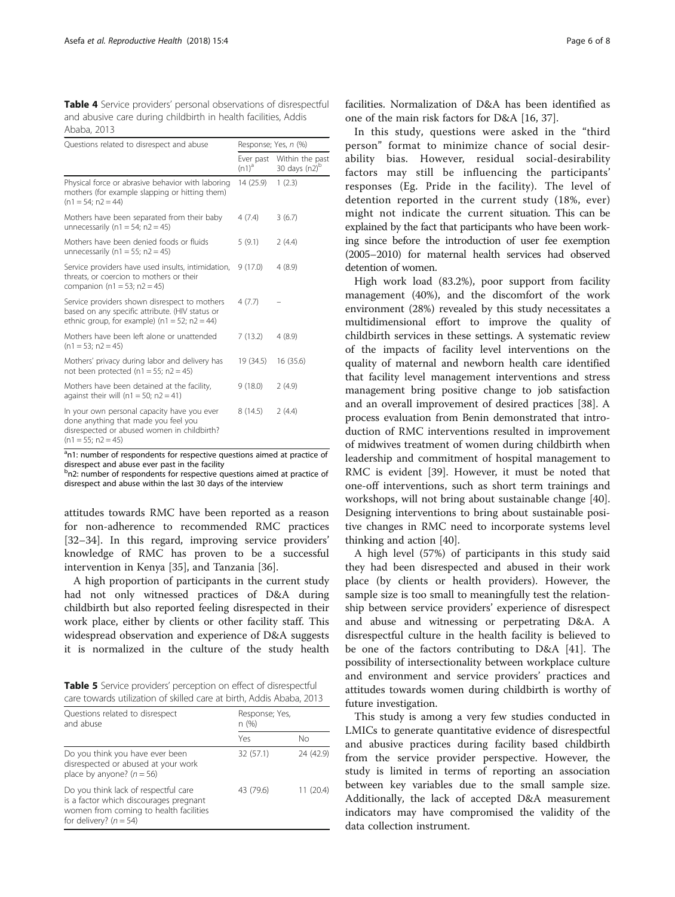**Table 4** Service providers' personal observations of disrespectful and abusive care during childbirth in health facilities, Addis Ababa, 2013

| Questions related to disrespect and abuse | Response; Yes, *n* (%) | |
|---|---|---|
| | Ever past (n1)[a] | Within the past 30 days (n2)[b] |
| Physical force or abrasive behavior with laboring mothers (for example slapping or hitting them) (n1 = 54; n2 = 44) | 14 (25.9) | 1 (2.3) |
| Mothers have been separated from their baby unnecessarily (n1 = 54; n2 = 45) | 4 (7.4) | 3 (6.7) |
| Mothers have been denied foods or fluids unnecessarily (n1 = 55; n2 = 45) | 5 (9.1) | 2 (4.4) |
| Service providers have used insults, intimidation, threats, or coercion to mothers or their companion (n1 = 53; n2 = 45) | 9 (17.0) | 4 (8.9) |
| Service providers shown disrespect to mothers based on any specific attribute. (HIV status or ethnic group, for example) (n1 = 52; n2 = 44) | 4 (7.7) | – |
| Mothers have been left alone or unattended (n1 = 53; n2 = 45) | 7 (13.2) | 4 (8.9) |
| Mothers' privacy during labor and delivery has not been protected (n1 = 55; n2 = 45) | 19 (34.5) | 16 (35.6) |
| Mothers have been detained at the facility, against their will (n1 = 50; n2 = 41) | 9 (18.0) | 2 (4.9) |
| In your own personal capacity have you ever done anything that made you feel you disrespected or abused women in childbirth? (n1 = 55; n2 = 45) | 8 (14.5) | 2 (4.4) |

[a]n1: number of respondents for respective questions aimed at practice of disrespect and abuse ever past in the facility
[b]n2: number of respondents for respective questions aimed at practice of disrespect and abuse within the last 30 days of the interview

attitudes towards RMC have been reported as a reason for non-adherence to recommended RMC practices [32–34]. In this regard, improving service providers' knowledge of RMC has proven to be a successful intervention in Kenya [35], and Tanzania [36].

A high proportion of participants in the current study had not only witnessed practices of D&A during childbirth but also reported feeling disrespected in their work place, either by clients or other facility staff. This widespread observation and experience of D&A suggests it is normalized in the culture of the study health

**Table 5** Service providers' perception on effect of disrespectful care towards utilization of skilled care at birth, Addis Ababa, 2013

| Questions related to disrespect and abuse | Response; Yes, n (%) | |
|---|---|---|
| | Yes | No |
| Do you think you have ever been disrespected or abused at your work place by anyone? (*n* = 56) | 32 (57.1) | 24 (42.9) |
| Do you think lack of respectful care is a factor which discourages pregnant women from coming to health facilities for delivery? (*n* = 54) | 43 (79.6) | 11 (20.4) |

facilities. Normalization of D&A has been identified as one of the main risk factors for D&A [16, 37].

In this study, questions were asked in the "third person" format to minimize chance of social desirability bias. However, residual social-desirability factors may still be influencing the participants' responses (Eg. Pride in the facility). The level of detention reported in the current study (18%, ever) might not indicate the current situation. This can be explained by the fact that participants who have been working since before the introduction of user fee exemption (2005–2010) for maternal health services had observed detention of women.

High work load (83.2%), poor support from facility management (40%), and the discomfort of the work environment (28%) revealed by this study necessitates a multidimensional effort to improve the quality of childbirth services in these settings. A systematic review of the impacts of facility level interventions on the quality of maternal and newborn health care identified that facility level management interventions and stress management bring positive change to job satisfaction and an overall improvement of desired practices [38]. A process evaluation from Benin demonstrated that introduction of RMC interventions resulted in improvement of midwives treatment of women during childbirth when leadership and commitment of hospital management to RMC is evident [39]. However, it must be noted that one-off interventions, such as short term trainings and workshops, will not bring about sustainable change [40]. Designing interventions to bring about sustainable positive changes in RMC need to incorporate systems level thinking and action [40].

A high level (57%) of participants in this study said they had been disrespected and abused in their work place (by clients or health providers). However, the sample size is too small to meaningfully test the relationship between service providers' experience of disrespect and abuse and witnessing or perpetrating D&A. A disrespectful culture in the health facility is believed to be one of the factors contributing to D&A [41]. The possibility of intersectionality between workplace culture and environment and service providers' practices and attitudes towards women during childbirth is worthy of future investigation.

This study is among a very few studies conducted in LMICs to generate quantitative evidence of disrespectful and abusive practices during facility based childbirth from the service provider perspective. However, the study is limited in terms of reporting an association between key variables due to the small sample size. Additionally, the lack of accepted D&A measurement indicators may have compromised the validity of the data collection instrument.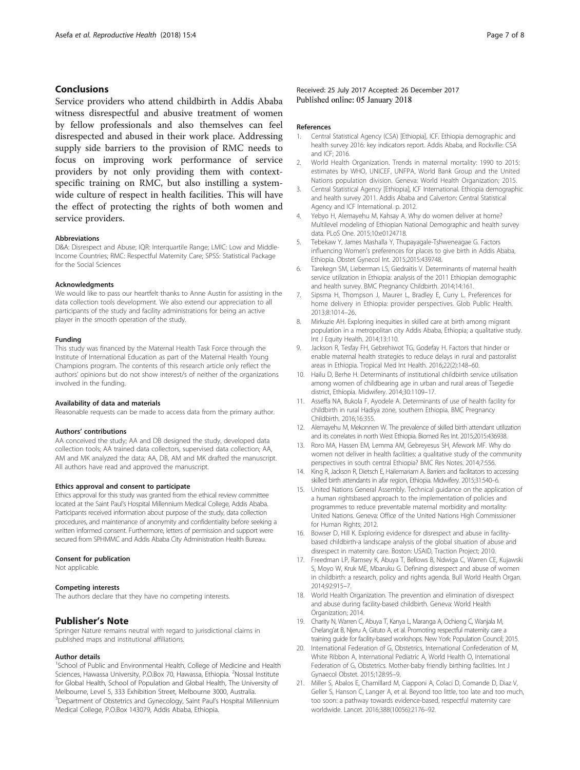## Conclusions

Service providers who attend childbirth in Addis Ababa witness disrespectful and abusive treatment of women by fellow professionals and also themselves can feel disrespected and abused in their work place. Addressing supply side barriers to the provision of RMC needs to focus on improving work performance of service providers by not only providing them with context-specific training on RMC, but also instilling a system-wide culture of respect in health facilities. This will have the effect of protecting the rights of both women and service providers.

#### Abbreviations

D&A: Disrespect and Abuse; IQR: Interquartile Range; LMIC: Low and Middle-Income Countries; RMC: Respectful Maternity Care; SPSS: Statistical Package for the Social Sciences

#### Acknowledgments

We would like to pass our heartfelt thanks to Anne Austin for assisting in the data collection tools development. We also extend our appreciation to all participants of the study and facility administrations for being an active player in the smooth operation of the study.

#### Funding

This study was financed by the Maternal Health Task Force through the Institute of International Education as part of the Maternal Health Young Champions program. The contents of this research article only reflect the authors' opinions but do not show interest/s of neither of the organizations involved in the funding.

#### Availability of data and materials

Reasonable requests can be made to access data from the primary author.

#### Authors' contributions

AA conceived the study; AA and DB designed the study, developed data collection tools; AA trained data collectors, supervised data collection; AA, AM and MK analyzed the data; AA, DB, AM and MK drafted the manuscript. All authors have read and approved the manuscript.

#### Ethics approval and consent to participate

Ethics approval for this study was granted from the ethical review committee located at the Saint Paul's Hospital Millennium Medical College, Addis Ababa. Participants received information about purpose of the study, data collection procedures, and maintenance of anonymity and confidentiality before seeking a written informed consent. Furthermore, letters of permission and support were secured from SPHMMC and Addis Ababa City Administration Health Bureau.

#### Consent for publication

Not applicable.

#### Competing interests

The authors declare that they have no competing interests.

## Publisher's Note

Springer Nature remains neutral with regard to jurisdictional claims in published maps and institutional affiliations.

#### Author details

[1]School of Public and Environmental Health, College of Medicine and Health Sciences, Hawassa University, P.O.Box 70, Hawassa, Ethiopia. [2]Nossal Institute for Global Health, School of Population and Global Health, The University of Melbourne, Level 5, 333 Exhibition Street, Melbourne 3000, Australia. [3]Department of Obstetrics and Gynecology, Saint Paul's Hospital Millennium Medical College, P.O.Box 143079, Addis Ababa, Ethiopia.

Received: 25 July 2017 Accepted: 26 December 2017
Published online: 05 January 2018

#### References

1. Central Statistical Agency (CSA) [Ethiopia], ICF. Ethiopia demographic and health survey 2016: key indicators report. Addis Ababa, and Rockville: CSA and ICF; 2016.
2. World Health Organization. Trends in maternal mortality: 1990 to 2015: estimates by WHO, UNICEF, UNFPA, World Bank Group and the United Nations population division. Geneva: World Health Organization; 2015.
3. Central Statistical Agency [Ethiopia], ICF International. Ethiopia demographic and health survey 2011. Addis Ababa and Calverton: Central Statistical Agency and ICF International. p. 2012.
4. Yebyo H, Alemayehu M, Kahsay A. Why do women deliver at home? Multilevel modeling of Ethiopian National Demographic and health survey data. PLoS One. 2015;10:e0124718.
5. Tebekaw Y, James Mashalla Y, Thupayagale-Tshweneagae G. Factors influencing Women's preferences for places to give birth in Addis Ababa, Ethiopia. Obstet Gynecol Int. 2015;2015:439748.
6. Tarekegn SM, Lieberman LS, Giedraitis V. Determinants of maternal health service utilization in Ethiopia: analysis of the 2011 Ethiopian demographic and health survey. BMC Pregnancy Childbirth. 2014;14:161.
7. Sipsma H, Thompson J, Maurer L, Bradley E, Curry L. Preferences for home delivery in Ethiopia: provider perspectives. Glob Public Health. 2013;8:1014–26.
8. Mirkuzie AH. Exploring inequities in skilled care at birth among migrant population in a metropolitan city Addis Ababa, Ethiopia; a qualitative study. Int J Equity Health. 2014;13:110.
9. Jackson R, Tesfay FH, Gebrehiwot TG, Godefay H. Factors that hinder or enable maternal health strategies to reduce delays in rural and pastoralist areas in Ethiopia. Tropical Med Int Health. 2016;22(2):148–60.
10. Hailu D, Berhe H. Determinants of institutional childbirth service utilisation among women of childbearing age in urban and rural areas of Tsegedie district, Ethiopia. Midwifery. 2014;30:1109–17.
11. Asseffa NA, Bukola F, Ayodele A. Determinants of use of health facility for childbirth in rural Hadiya zone, southern Ethiopia. BMC Pregnancy Childbirth. 2016;16:355.
12. Alemayehu M, Mekonnen W. The prevalence of skilled birth attendant utilization and its correlates in north West Ethiopia. Biomed Res Int. 2015;2015:436938.
13. Roro MA, Hassen EM, Lemma AM, Gebreyesus SH, Afework MF. Why do women not deliver in health facilities: a qualitative study of the community perspectives in south central Ethiopia? BMC Res Notes. 2014;7:556.
14. King R, Jackson R, Dietsch E, Hailemariam A. Barriers and facilitators to accessing skilled birth attendants in afar region, Ethiopia. Midwifery. 2015;31:540–6.
15. United Nations General Assembly. Technical guidance on the application of a human rightsbased approach to the implementation of policies and programmes to reduce preventable maternal morbidity and mortality: United Nations. Geneva: Office of the United Nations High Commissioner for Human Rights; 2012.
16. Bowser D, Hill K. Exploring evidence for disrespect and abuse in facility-based childbirth-a landscape analysis of the global situation of abuse and disrespect in maternity care. Boston: USAID, Traction Project; 2010.
17. Freedman LP, Ramsey K, Abuya T, Bellows B, Ndwiga C, Warren CE, Kujawski S, Moyo W, Kruk ME, Mbaruku G. Defining disrespect and abuse of women in childbirth: a research, policy and rights agenda. Bull World Health Organ. 2014;92:915–7.
18. World Health Organization. The prevention and elimination of disrespect and abuse during facility-based childbirth. Geneva: World Health Organization; 2014.
19. Charity N, Warren C, Abuya T, Kanya L, Maranga A, Ochieng C, Wanjala M, Chelang'at B, Njeru A, Gituto A, et al. Promoting respectful maternity care a training guide for facility-based workshops. New York: Population Council; 2015.
20. International Federation of G, Obstetrics, International Confederation of M, White Ribbon A, International Pediatric A, World Health O, International Federation of G, Obstetrics. Mother-baby friendly birthing facilities. Int J Gynaecol Obstet. 2015;128:95–9.
21. Miller S, Abalos E, Chamillard M, Ciapponi A, Colaci D, Comande D, Diaz V, Geller S, Hanson C, Langer A, et al. Beyond too little, too late and too much, too soon: a pathway towards evidence-based, respectful maternity care worldwide. Lancet. 2016;388(10056):2176–92.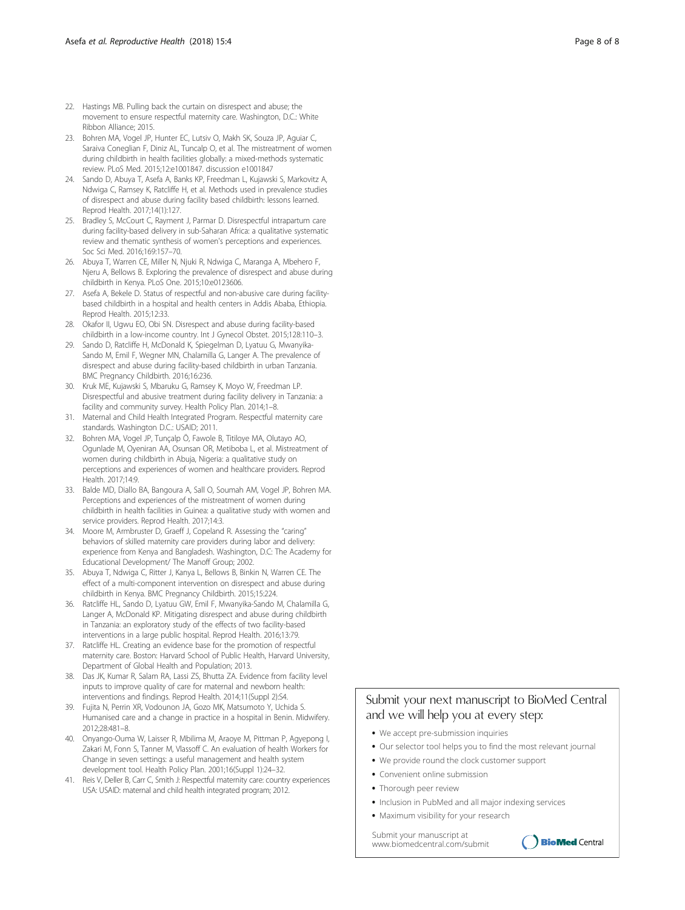22. Hastings MB. Pulling back the curtain on disrespect and abuse; the movement to ensure respectful maternity care. Washington, D.C.: White Ribbon Alliance; 2015.
23. Bohren MA, Vogel JP, Hunter EC, Lutsiv O, Makh SK, Souza JP, Aguiar C, Saraiva Coneglian F, Diniz AL, Tuncalp O, et al. The mistreatment of women during childbirth in health facilities globally: a mixed-methods systematic review. PLoS Med. 2015;12:e1001847. discussion e1001847
24. Sando D, Abuya T, Asefa A, Banks KP, Freedman L, Kujawski S, Markovitz A, Ndwiga C, Ramsey K, Ratcliffe H, et al. Methods used in prevalence studies of disrespect and abuse during facility based childbirth: lessons learned. Reprod Health. 2017;14(1):127.
25. Bradley S, McCourt C, Rayment J, Parmar D. Disrespectful intrapartum care during facility-based delivery in sub-Saharan Africa: a qualitative systematic review and thematic synthesis of women's perceptions and experiences. Soc Sci Med. 2016;169:157–70.
26. Abuya T, Warren CE, Miller N, Njuki R, Ndwiga C, Maranga A, Mbehero F, Njeru A, Bellows B. Exploring the prevalence of disrespect and abuse during childbirth in Kenya. PLoS One. 2015;10:e0123606.
27. Asefa A, Bekele D. Status of respectful and non-abusive care during facility-based childbirth in a hospital and health centers in Addis Ababa, Ethiopia. Reprod Health. 2015;12:33.
28. Okafor II, Ugwu EO, Obi SN. Disrespect and abuse during facility-based childbirth in a low-income country. Int J Gynecol Obstet. 2015;128:110–3.
29. Sando D, Ratcliffe H, McDonald K, Spiegelman D, Lyatuu G, Mwanyika-Sando M, Emil F, Wegner MN, Chalamilla G, Langer A. The prevalence of disrespect and abuse during facility-based childbirth in urban Tanzania. BMC Pregnancy Childbirth. 2016;16:236.
30. Kruk ME, Kujawski S, Mbaruku G, Ramsey K, Moyo W, Freedman LP. Disrespectful and abusive treatment during facility delivery in Tanzania: a facility and community survey. Health Policy Plan. 2014;1–8.
31. Maternal and Child Health Integrated Program. Respectful maternity care standards. Washington D.C.: USAID; 2011.
32. Bohren MA, Vogel JP, Tunçalp Ö, Fawole B, Titiloye MA, Olutayo AO, Ogunlade M, Oyeniran AA, Osunsan OR, Metiboba L, et al. Mistreatment of women during childbirth in Abuja, Nigeria: a qualitative study on perceptions and experiences of women and healthcare providers. Reprod Health. 2017;14:9.
33. Balde MD, Diallo BA, Bangoura A, Sall O, Soumah AM, Vogel JP, Bohren MA. Perceptions and experiences of the mistreatment of women during childbirth in health facilities in Guinea: a qualitative study with women and service providers. Reprod Health. 2017;14:3.
34. Moore M, Armbruster D, Graeff J, Copeland R. Assessing the "caring" behaviors of skilled maternity care providers during labor and delivery: experience from Kenya and Bangladesh. Washington, D.C: The Academy for Educational Development/ The Manoff Group; 2002.
35. Abuya T, Ndwiga C, Ritter J, Kanya L, Bellows B, Binkin N, Warren CE. The effect of a multi-component intervention on disrespect and abuse during childbirth in Kenya. BMC Pregnancy Childbirth. 2015;15:224.
36. Ratcliffe HL, Sando D, Lyatuu GW, Emil F, Mwanyika-Sando M, Chalamilla G, Langer A, McDonald KP. Mitigating disrespect and abuse during childbirth in Tanzania: an exploratory study of the effects of two facility-based interventions in a large public hospital. Reprod Health. 2016;13:79.
37. Ratcliffe HL. Creating an evidence base for the promotion of respectful maternity care. Boston: Harvard School of Public Health, Harvard University, Department of Global Health and Population; 2013.
38. Das JK, Kumar R, Salam RA, Lassi ZS, Bhutta ZA. Evidence from facility level inputs to improve quality of care for maternal and newborn health: interventions and findings. Reprod Health. 2014;11(Suppl 2):S4.
39. Fujita N, Perrin XR, Vodounon JA, Gozo MK, Matsumoto Y, Uchida S. Humanised care and a change in practice in a hospital in Benin. Midwifery. 2012;28:481–8.
40. Onyango-Ouma W, Laisser R, Mbilima M, Araoye M, Pittman P, Agyepong I, Zakari M, Fonn S, Tanner M, Vlassoff C. An evaluation of health Workers for Change in seven settings: a useful management and health system development tool. Health Policy Plan. 2001;16(Suppl 1):24–32.
41. Reis V, Deller B, Carr C, Smith J: Respectful maternity care: country experiences USA: USAID: maternal and child health integrated program; 2012.

Submit your next manuscript to BioMed Central and we will help you at every step:

- We accept pre-submission inquiries
- Our selector tool helps you to find the most relevant journal
- We provide round the clock customer support
- Convenient online submission
- Thorough peer review
- Inclusion in PubMed and all major indexing services
- Maximum visibility for your research

Submit your manuscript at www.biomedcentral.com/submit

BioMed Central